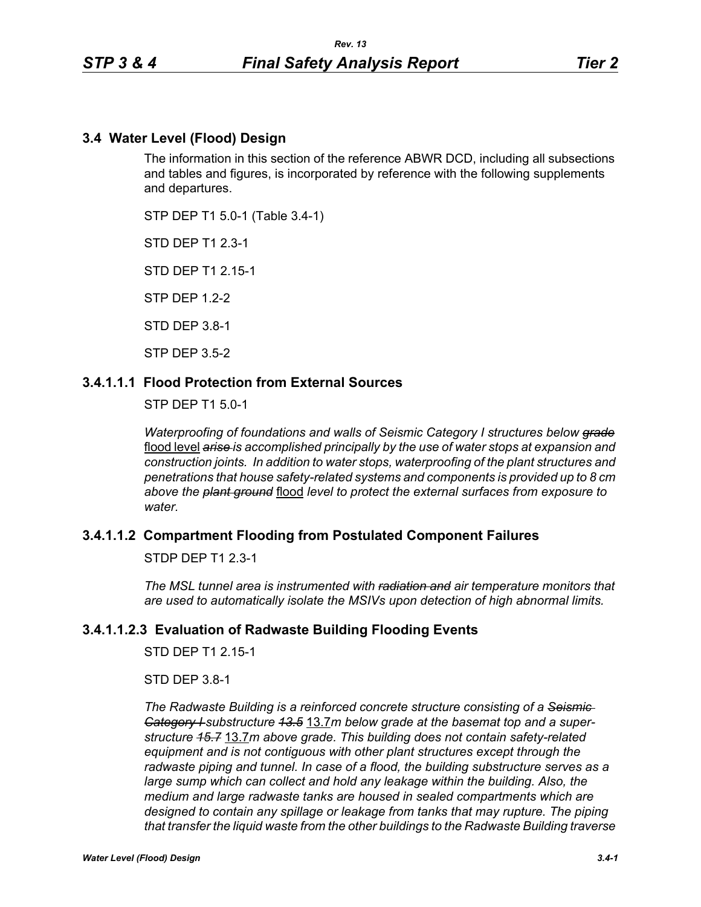## 3.4 Water Level (Flood) Design

The information in this section of the reference ABWR DCD, including all subsections and tables and figures, is incorporated by reference with the following supplements and departures.

STP DEP T1 5.0-1 (Table 3.4-1)

STD DEP T1 2.3-1

STD DEP T1 2.15-1

STP DEP 1.2-2

STD DEP 3.8-1

STP DEP 3.5-2

### 3.4.1.1.1 Flood Protection from External Sources

STP DEP T1 5.0-1

*Waterproofing of foundations and walls of Seismic Category I structures below ~~grade~~* flood level *~~arise~~ is accomplished principally by the use of water stops at expansion and construction joints. In addition to water stops, waterproofing of the plant structures and penetrations that house safety-related systems and components is provided up to 8 cm above the ~~plant ground~~* flood *level to protect the external surfaces from exposure to water.*

### 3.4.1.1.2 Compartment Flooding from Postulated Component Failures

STDP DEP T1 2.3-1

*The MSL tunnel area is instrumented with ~~radiation and~~ air temperature monitors that are used to automatically isolate the MSIVs upon detection of high abnormal limits.*

### 3.4.1.1.2.3 Evaluation of Radwaste Building Flooding Events

STD DEP T1 2.15-1

STD DEP 3.8-1

*The Radwaste Building is a reinforced concrete structure consisting of a ~~Seismic Category I~~ substructure ~~13.5~~* 13.7*m below grade at the basemat top and a super-structure ~~15.7~~* 13.7*m above grade. This building does not contain safety-related equipment and is not contiguous with other plant structures except through the radwaste piping and tunnel. In case of a flood, the building substructure serves as a large sump which can collect and hold any leakage within the building. Also, the medium and large radwaste tanks are housed in sealed compartments which are designed to contain any spillage or leakage from tanks that may rupture. The piping that transfer the liquid waste from the other buildings to the Radwaste Building traverse*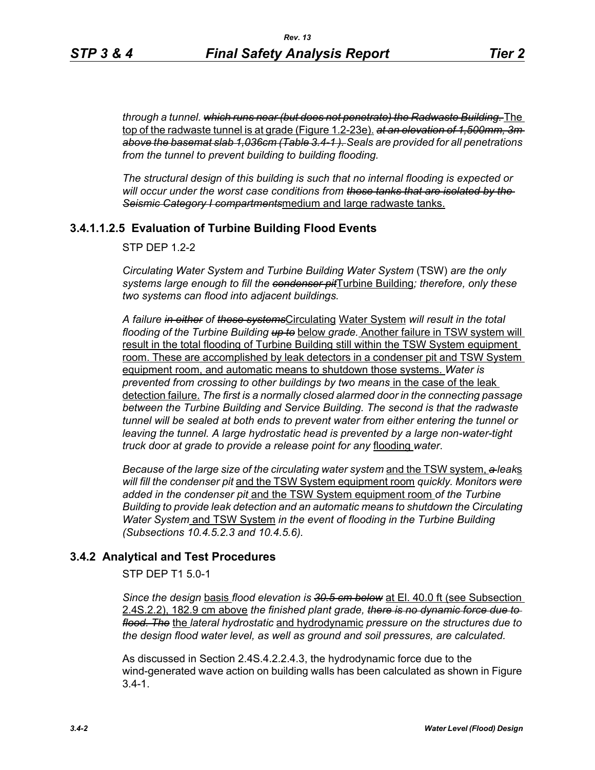*through a tunnel. ~~which runs near (but does not penetrate) the Radwaste Building.~~* <u>The top of the radwaste tunnel is at grade (Figure 1.2-23e).</u> *~~at an elevation of 1,500mm, 3m above the basemat slab 1,036cm (Table 3.4-1 ).~~ Seals are provided for all penetrations from the tunnel to prevent building to building flooding.*

*The structural design of this building is such that no internal flooding is expected or will occur under the worst case conditions from ~~those tanks that are isolated by the Seismic Category I compartments~~*<u>medium and large radwaste tanks.</u>

### 3.4.1.1.2.5 Evaluation of Turbine Building Flood Events

STP DEP 1.2-2

*Circulating Water System and Turbine Building Water System* (TSW) *are the only systems large enough to fill the ~~condenser pit~~*<u>Turbine Building</u>*; therefore, only these two systems can flood into adjacent buildings.*

*A failure ~~in either~~ of ~~those systems~~*<u>Circulating Water System</u> *will result in the total flooding of the Turbine Building ~~up to~~* <u>below</u> *grade.* <u>Another failure in TSW system will result in the total flooding of Turbine Building still within the TSW System equipment room. These are accomplished by leak detectors in a condenser pit and TSW System equipment room, and automatic means to shutdown those systems.</u> *Water is prevented from crossing to other buildings by two means* <u>in the case of the leak detection failure.</u> *The first is a normally closed alarmed door in the connecting passage between the Turbine Building and Service Building. The second is that the radwaste tunnel will be sealed at both ends to prevent water from either entering the tunnel or leaving the tunnel. A large hydrostatic head is prevented by a large non-water-tight truck door at grade to provide a release point for any* <u>flooding</u> *water*.

*Because of the large size of the circulating water system* <u>and the TSW system,</u> *~~a~~ leak*<u>s</u> *will fill the condenser pit* <u>and the TSW System equipment room</u> *quickly. Monitors were added in the condenser pit* <u>and the TSW System equipment room</u> *of the Turbine Building to provide leak detection and an automatic means to shutdown the Circulating Water System* <u>and TSW System</u> *in the event of flooding in the Turbine Building (Subsections 10.4.5.2.3 and 10.4.5.6).*

## 3.4.2 Analytical and Test Procedures

STP DEP T1 5.0-1

*Since the design* <u>basis</u> *flood elevation is ~~30.5 cm below~~* <u>at El. 40.0 ft (see Subsection 2.4S.2.2), 182.9 cm above</u> *the finished plant grade, ~~there is no dynamic force due to flood. The~~* <u>the</u> *lateral hydrostatic* <u>and hydrodynamic</u> *pressure on the structures due to the design flood water level, as well as ground and soil pressures, are calculated.*

As discussed in Section 2.4S.4.2.2.4.3, the hydrodynamic force due to the wind-generated wave action on building walls has been calculated as shown in Figure 3.4-1.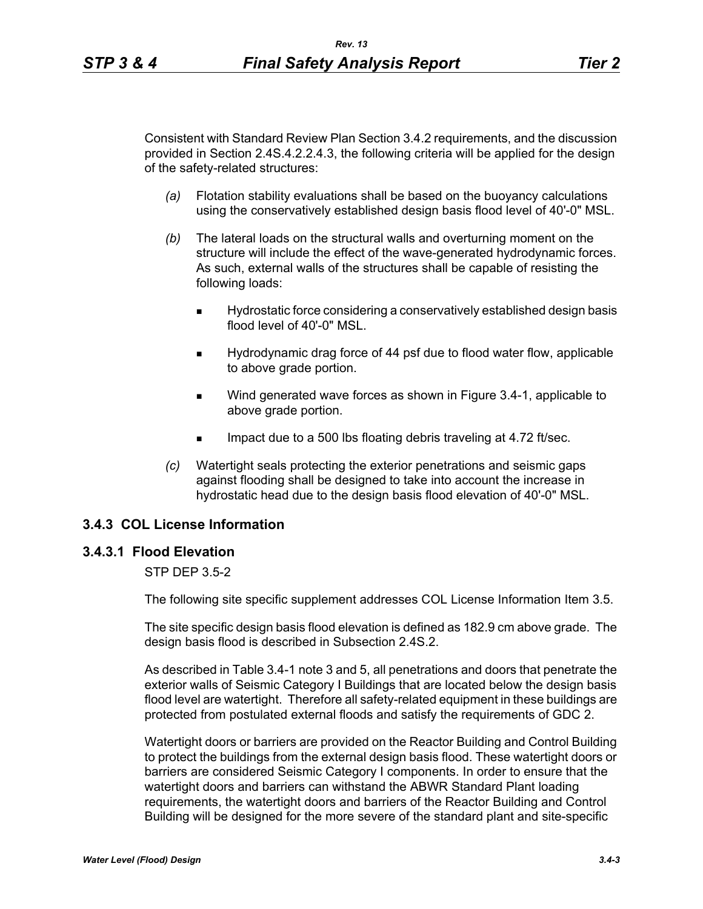Consistent with Standard Review Plan Section 3.4.2 requirements, and the discussion provided in Section 2.4S.4.2.2.4.3, the following criteria will be applied for the design of the safety-related structures:

*(a)* Flotation stability evaluations shall be based on the buoyancy calculations using the conservatively established design basis flood level of 40'-0" MSL.

*(b)* The lateral loads on the structural walls and overturning moment on the structure will include the effect of the wave-generated hydrodynamic forces. As such, external walls of the structures shall be capable of resisting the following loads:

- Hydrostatic force considering a conservatively established design basis flood level of 40'-0" MSL.
- Hydrodynamic drag force of 44 psf due to flood water flow, applicable to above grade portion.
- Wind generated wave forces as shown in Figure 3.4-1, applicable to above grade portion.
- Impact due to a 500 lbs floating debris traveling at 4.72 ft/sec.

*(c)* Watertight seals protecting the exterior penetrations and seismic gaps against flooding shall be designed to take into account the increase in hydrostatic head due to the design basis flood elevation of 40'-0" MSL.

## 3.4.3 COL License Information

### 3.4.3.1 Flood Elevation

STP DEP 3.5-2

The following site specific supplement addresses COL License Information Item 3.5.

The site specific design basis flood elevation is defined as 182.9 cm above grade. The design basis flood is described in Subsection 2.4S.2.

As described in Table 3.4-1 note 3 and 5, all penetrations and doors that penetrate the exterior walls of Seismic Category I Buildings that are located below the design basis flood level are watertight. Therefore all safety-related equipment in these buildings are protected from postulated external floods and satisfy the requirements of GDC 2.

Watertight doors or barriers are provided on the Reactor Building and Control Building to protect the buildings from the external design basis flood. These watertight doors or barriers are considered Seismic Category I components. In order to ensure that the watertight doors and barriers can withstand the ABWR Standard Plant loading requirements, the watertight doors and barriers of the Reactor Building and Control Building will be designed for the more severe of the standard plant and site-specific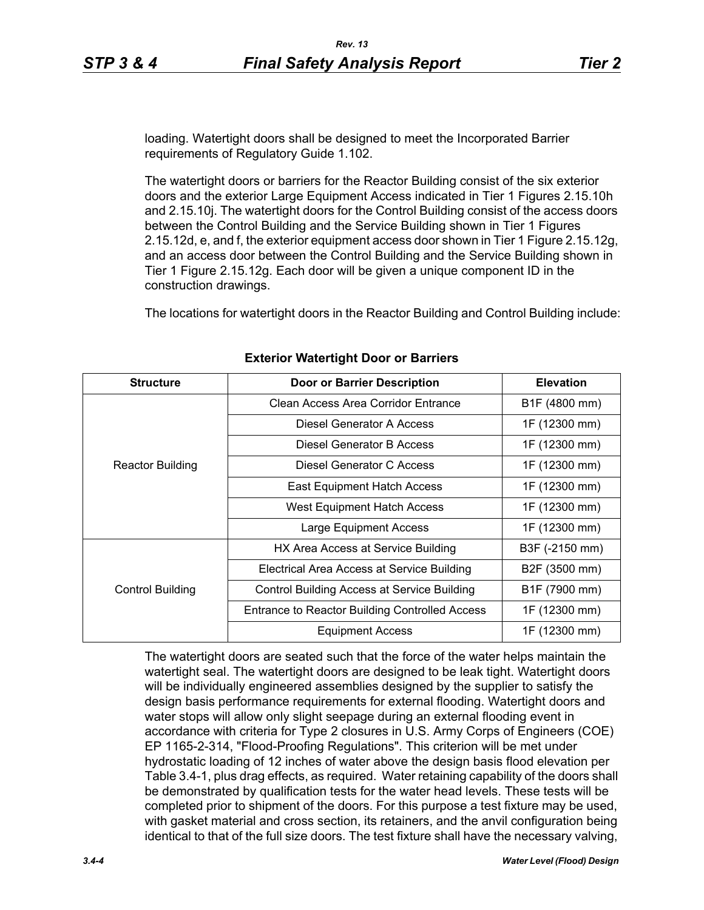loading. Watertight doors shall be designed to meet the Incorporated Barrier requirements of Regulatory Guide 1.102.

The watertight doors or barriers for the Reactor Building consist of the six exterior doors and the exterior Large Equipment Access indicated in Tier 1 Figures 2.15.10h and 2.15.10j. The watertight doors for the Control Building consist of the access doors between the Control Building and the Service Building shown in Tier 1 Figures 2.15.12d, e, and f, the exterior equipment access door shown in Tier 1 Figure 2.15.12g, and an access door between the Control Building and the Service Building shown in Tier 1 Figure 2.15.12g. Each door will be given a unique component ID in the construction drawings.

The locations for watertight doors in the Reactor Building and Control Building include:

**Exterior Watertight Door or Barriers**

| Structure | Door or Barrier Description | Elevation |
|---|---|---|
| Reactor Building | Clean Access Area Corridor Entrance | B1F (4800 mm) |
| | Diesel Generator A Access | 1F (12300 mm) |
| | Diesel Generator B Access | 1F (12300 mm) |
| | Diesel Generator C Access | 1F (12300 mm) |
| | East Equipment Hatch Access | 1F (12300 mm) |
| | West Equipment Hatch Access | 1F (12300 mm) |
| | Large Equipment Access | 1F (12300 mm) |
| Control Building | HX Area Access at Service Building | B3F (-2150 mm) |
| | Electrical Area Access at Service Building | B2F (3500 mm) |
| | Control Building Access at Service Building | B1F (7900 mm) |
| | Entrance to Reactor Building Controlled Access | 1F (12300 mm) |
| | Equipment Access | 1F (12300 mm) |

The watertight doors are seated such that the force of the water helps maintain the watertight seal. The watertight doors are designed to be leak tight. Watertight doors will be individually engineered assemblies designed by the supplier to satisfy the design basis performance requirements for external flooding. Watertight doors and water stops will allow only slight seepage during an external flooding event in accordance with criteria for Type 2 closures in U.S. Army Corps of Engineers (COE) EP 1165-2-314, "Flood-Proofing Regulations". This criterion will be met under hydrostatic loading of 12 inches of water above the design basis flood elevation per Table 3.4-1, plus drag effects, as required. Water retaining capability of the doors shall be demonstrated by qualification tests for the water head levels. These tests will be completed prior to shipment of the doors. For this purpose a test fixture may be used, with gasket material and cross section, its retainers, and the anvil configuration being identical to that of the full size doors. The test fixture shall have the necessary valving,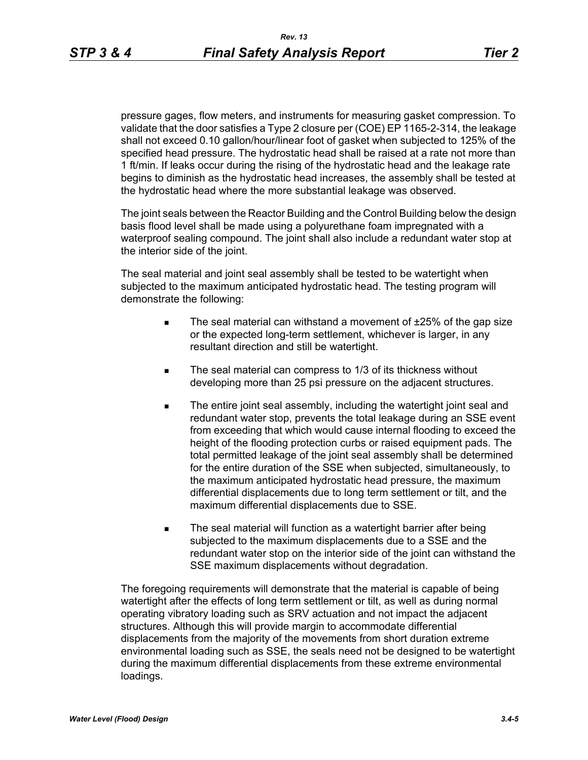pressure gages, flow meters, and instruments for measuring gasket compression. To validate that the door satisfies a Type 2 closure per (COE) EP 1165-2-314, the leakage shall not exceed 0.10 gallon/hour/linear foot of gasket when subjected to 125% of the specified head pressure. The hydrostatic head shall be raised at a rate not more than 1 ft/min. If leaks occur during the rising of the hydrostatic head and the leakage rate begins to diminish as the hydrostatic head increases, the assembly shall be tested at the hydrostatic head where the more substantial leakage was observed.

The joint seals between the Reactor Building and the Control Building below the design basis flood level shall be made using a polyurethane foam impregnated with a waterproof sealing compound. The joint shall also include a redundant water stop at the interior side of the joint.

The seal material and joint seal assembly shall be tested to be watertight when subjected to the maximum anticipated hydrostatic head. The testing program will demonstrate the following:

- The seal material can withstand a movement of ±25% of the gap size or the expected long-term settlement, whichever is larger, in any resultant direction and still be watertight.
- The seal material can compress to 1/3 of its thickness without developing more than 25 psi pressure on the adjacent structures.
- The entire joint seal assembly, including the watertight joint seal and redundant water stop, prevents the total leakage during an SSE event from exceeding that which would cause internal flooding to exceed the height of the flooding protection curbs or raised equipment pads. The total permitted leakage of the joint seal assembly shall be determined for the entire duration of the SSE when subjected, simultaneously, to the maximum anticipated hydrostatic head pressure, the maximum differential displacements due to long term settlement or tilt, and the maximum differential displacements due to SSE.
- The seal material will function as a watertight barrier after being subjected to the maximum displacements due to a SSE and the redundant water stop on the interior side of the joint can withstand the SSE maximum displacements without degradation.

The foregoing requirements will demonstrate that the material is capable of being watertight after the effects of long term settlement or tilt, as well as during normal operating vibratory loading such as SRV actuation and not impact the adjacent structures. Although this will provide margin to accommodate differential displacements from the majority of the movements from short duration extreme environmental loading such as SSE, the seals need not be designed to be watertight during the maximum differential displacements from these extreme environmental loadings.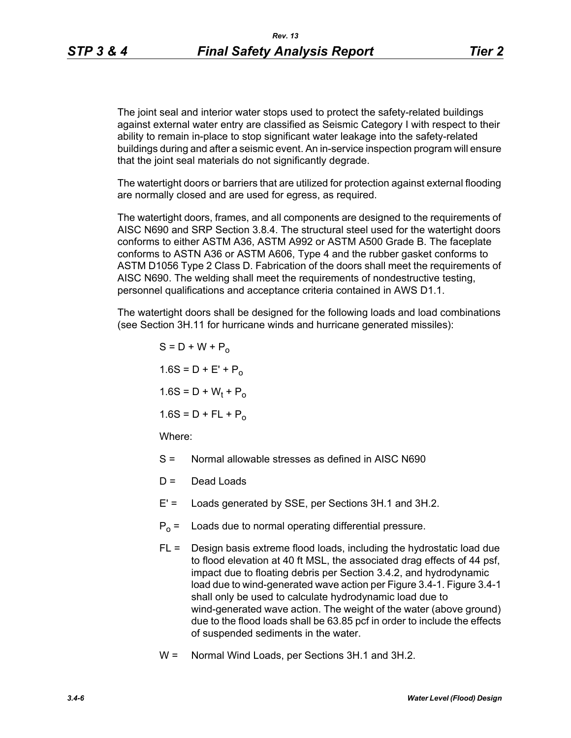The joint seal and interior water stops used to protect the safety-related buildings against external water entry are classified as Seismic Category I with respect to their ability to remain in-place to stop significant water leakage into the safety-related buildings during and after a seismic event. An in-service inspection program will ensure that the joint seal materials do not significantly degrade.

The watertight doors or barriers that are utilized for protection against external flooding are normally closed and are used for egress, as required.

The watertight doors, frames, and all components are designed to the requirements of AISC N690 and SRP Section 3.8.4. The structural steel used for the watertight doors conforms to either ASTM A36, ASTM A992 or ASTM A500 Grade B. The faceplate conforms to ASTN A36 or ASTM A606, Type 4 and the rubber gasket conforms to ASTM D1056 Type 2 Class D. Fabrication of the doors shall meet the requirements of AISC N690. The welding shall meet the requirements of nondestructive testing, personnel qualifications and acceptance criteria contained in AWS D1.1.

The watertight doors shall be designed for the following loads and load combinations (see Section 3H.11 for hurricane winds and hurricane generated missiles):

$$S = D + W + P_o$$

$$1.6S = D + E' + P_o$$

$$1.6S = D + W_t + P_o$$

$$1.6S = D + FL + P_o$$

Where:

- S = Normal allowable stresses as defined in AISC N690
- D = Dead Loads
- E' = Loads generated by SSE, per Sections 3H.1 and 3H.2.
- $P_o$ = Loads due to normal operating differential pressure.
- FL = Design basis extreme flood loads, including the hydrostatic load due to flood elevation at 40 ft MSL, the associated drag effects of 44 psf, impact due to floating debris per Section 3.4.2, and hydrodynamic load due to wind-generated wave action per Figure 3.4-1. Figure 3.4-1 shall only be used to calculate hydrodynamic load due to wind-generated wave action. The weight of the water (above ground) due to the flood loads shall be 63.85 pcf in order to include the effects of suspended sediments in the water.
- W = Normal Wind Loads, per Sections 3H.1 and 3H.2.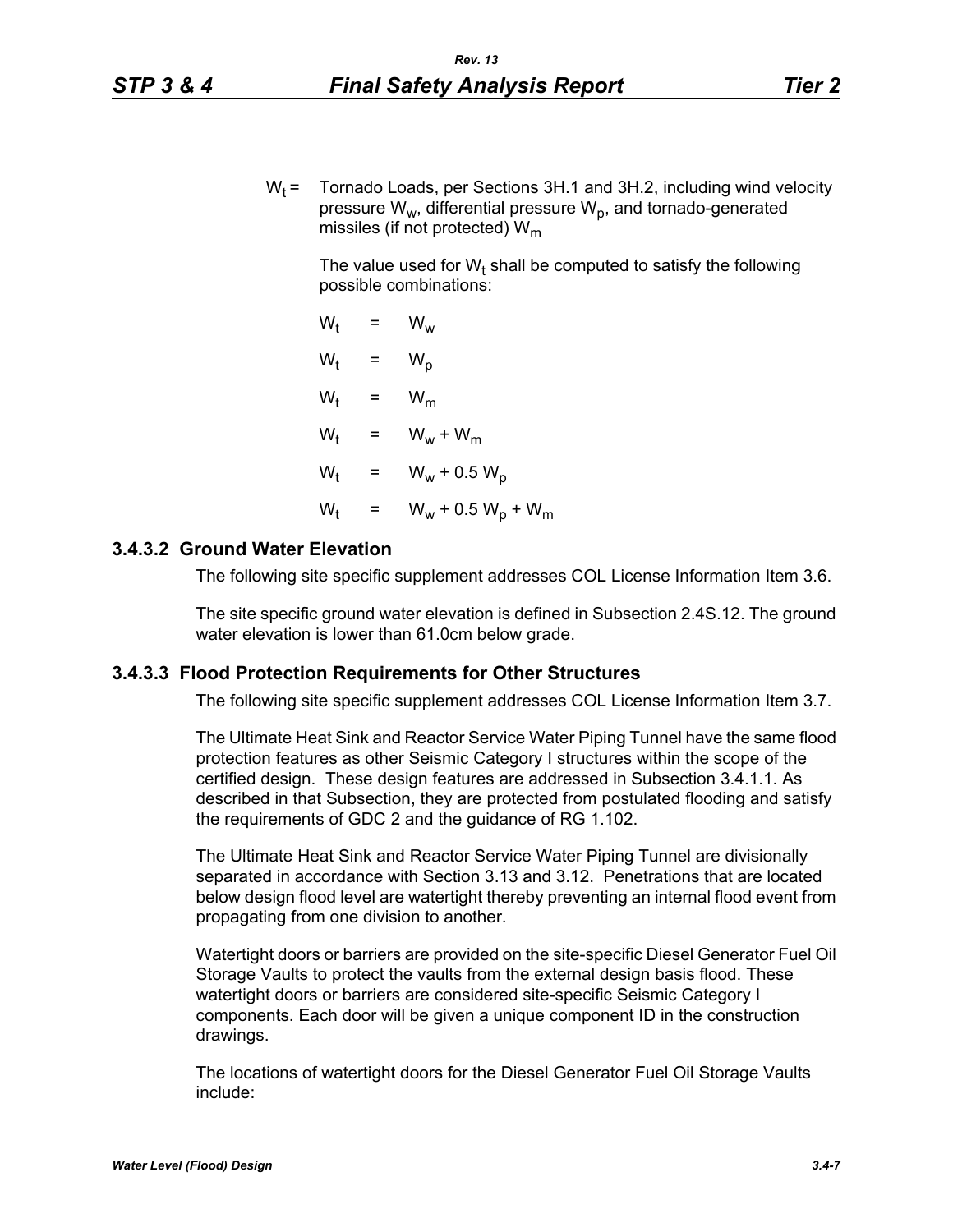$W_t$ = Tornado Loads, per Sections 3H.1 and 3H.2, including wind velocity pressure $W_w$, differential pressure $W_p$, and tornado-generated missiles (if not protected) $W_m$

The value used for $W_t$ shall be computed to satisfy the following possible combinations:

$$W_t = W_w$$

$$W_t = W_p$$

$$W_t = W_m$$

$$W_t = W_w + W_m$$

$$W_t = W_w + 0.5\ W_p$$

$$W_t = W_w + 0.5\ W_p + W_m$$

### 3.4.3.2 Ground Water Elevation

The following site specific supplement addresses COL License Information Item 3.6.

The site specific ground water elevation is defined in Subsection 2.4S.12. The ground water elevation is lower than 61.0cm below grade.

### 3.4.3.3 Flood Protection Requirements for Other Structures

The following site specific supplement addresses COL License Information Item 3.7.

The Ultimate Heat Sink and Reactor Service Water Piping Tunnel have the same flood protection features as other Seismic Category I structures within the scope of the certified design. These design features are addressed in Subsection 3.4.1.1. As described in that Subsection, they are protected from postulated flooding and satisfy the requirements of GDC 2 and the guidance of RG 1.102.

The Ultimate Heat Sink and Reactor Service Water Piping Tunnel are divisionally separated in accordance with Section 3.13 and 3.12. Penetrations that are located below design flood level are watertight thereby preventing an internal flood event from propagating from one division to another.

Watertight doors or barriers are provided on the site-specific Diesel Generator Fuel Oil Storage Vaults to protect the vaults from the external design basis flood. These watertight doors or barriers are considered site-specific Seismic Category I components. Each door will be given a unique component ID in the construction drawings.

The locations of watertight doors for the Diesel Generator Fuel Oil Storage Vaults include: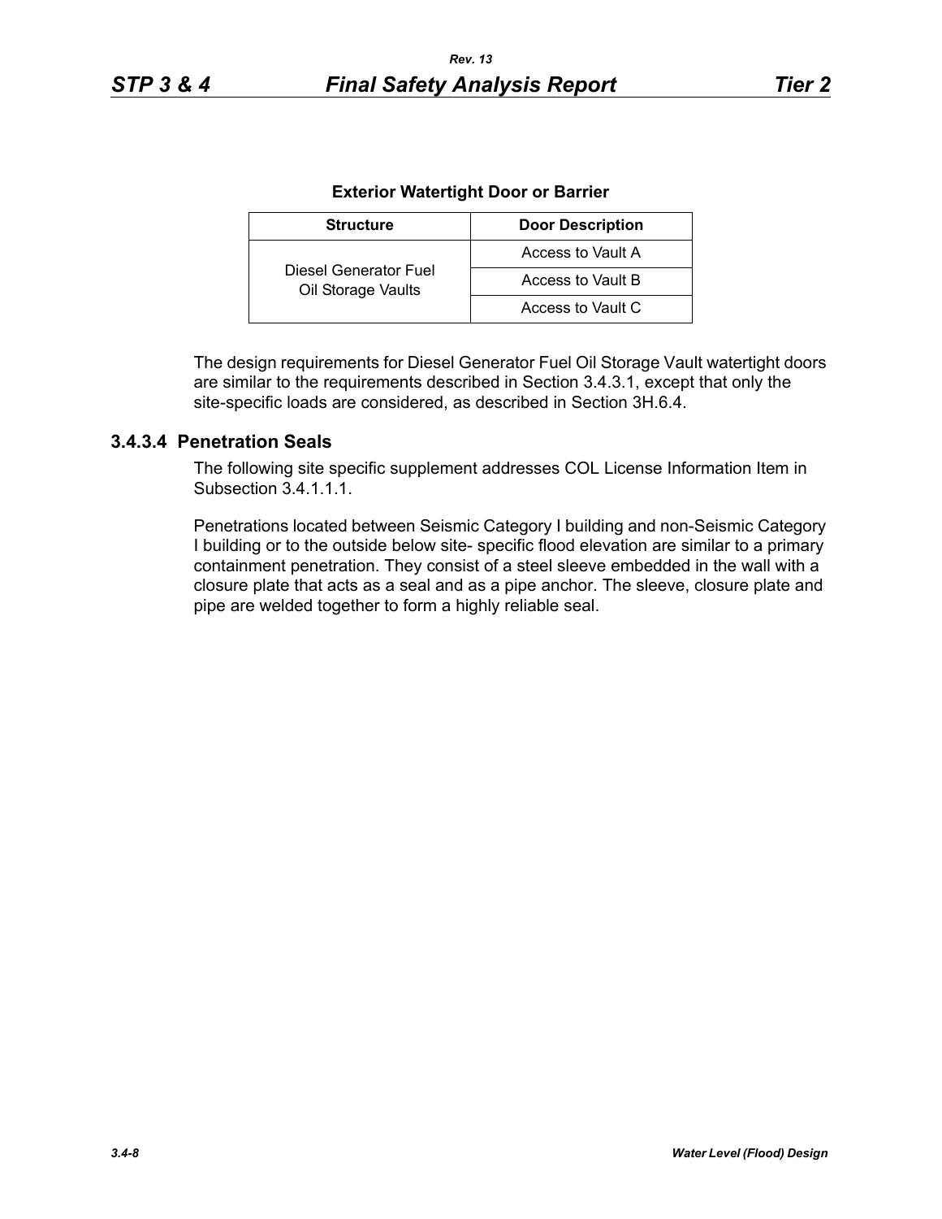**Exterior Watertight Door or Barrier**

| Structure | Door Description |
|---|---|
| Diesel Generator Fuel Oil Storage Vaults | Access to Vault A |
| | Access to Vault B |
| | Access to Vault C |

The design requirements for Diesel Generator Fuel Oil Storage Vault watertight doors are similar to the requirements described in Section 3.4.3.1, except that only the site-specific loads are considered, as described in Section 3H.6.4.

### 3.4.3.4 Penetration Seals

The following site specific supplement addresses COL License Information Item in Subsection 3.4.1.1.1.

Penetrations located between Seismic Category I building and non-Seismic Category I building or to the outside below site- specific flood elevation are similar to a primary containment penetration. They consist of a steel sleeve embedded in the wall with a closure plate that acts as a seal and as a pipe anchor. The sleeve, closure plate and pipe are welded together to form a highly reliable seal.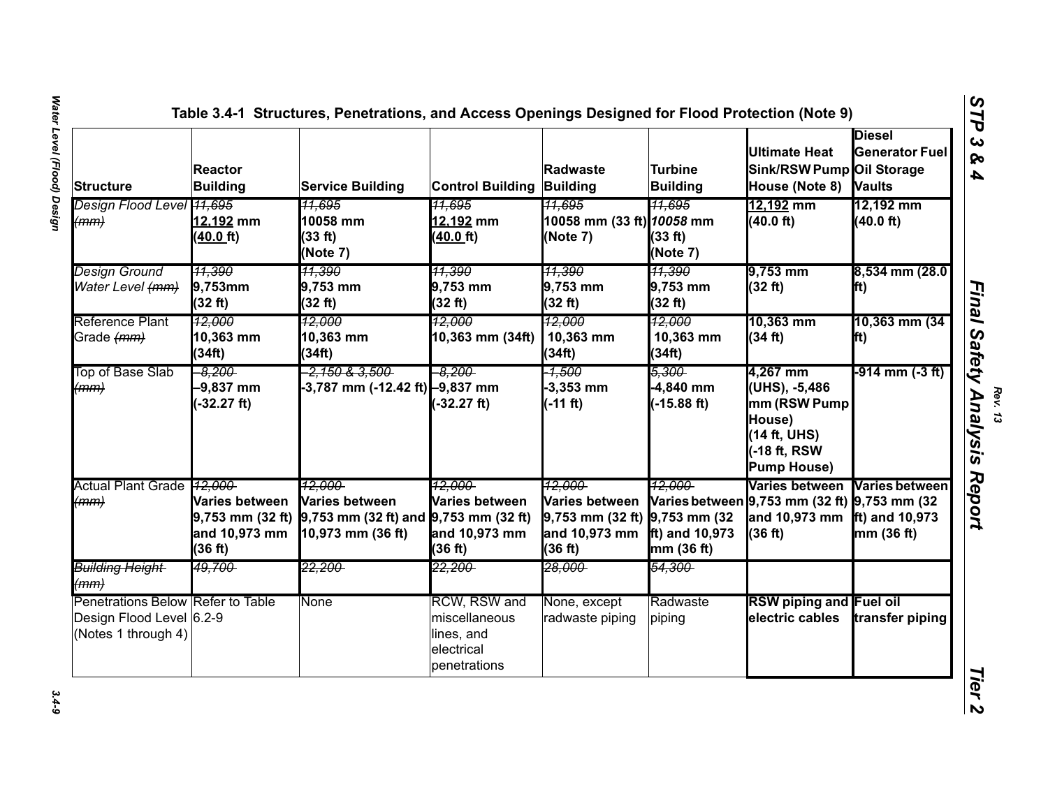Table 3.4-1 Structures, Penetrations, and Access Openings Designed for Flood Protection (Note 9)

| Structure | Reactor Building | Service Building | Control Building | Radwaste Building | Turbine Building | Ultimate Heat Sink/RSW Pump House (Note 8) | Diesel Generator Fuel Oil Storage Vaults |
|---|---|---|---|---|---|---|---|
| *Design Flood Level ~~(mm)~~* | ~~*11,695*~~ 12,192 mm (40.0 ft) | ~~*11,695*~~ 10058 mm (33 ft) (Note 7) | ~~*11,695*~~ 12,192 mm (40.0 ft) | ~~*11,695*~~ 10058 mm (33 ft) (Note 7) | ~~*11,695*~~ *10058* mm (33 ft) (Note 7) | **12,192 mm (40.0 ft)** | **12,192 mm (40.0 ft)** |
| *Design Ground Water Level ~~(mm)~~* | ~~*11,390*~~ 9,753mm (32 ft) | ~~*11,390*~~ 9,753 mm (32 ft) | ~~*11,390*~~ 9,753 mm (32 ft) | ~~*11,390*~~ 9,753 mm (32 ft) | ~~*11,390*~~ 9,753 mm (32 ft) | **9,753 mm (32 ft)** | **8,534 mm (28.0 ft)** |
| Reference Plant Grade ~~*(mm)*~~ | ~~*12,000*~~ 10,363 mm (34ft) | ~~*12,000*~~ 10,363 mm (34ft) | ~~*12,000*~~ 10,363 mm (34ft) | ~~*12,000*~~ 10,363 mm (34ft) | ~~*12,000*~~ 10,363 mm (34ft) | **10,363 mm (34 ft)** | **10,363 mm (34 ft)** |
| Top of Base Slab ~~*(mm)*~~ | ~~*-8,200*~~ -9,837 mm (-32.27 ft) | ~~*-2,150 & 3,500*~~ -3,787 mm (-12.42 ft) | ~~*-8,200*~~ -9,837 mm (-32.27 ft) | ~~*-1,500*~~ -3,353 mm (-11 ft) | ~~*5,300*~~ -4,840 mm (-15.88 ft) | **4,267 mm (UHS), -5,486 mm (RSW Pump House) (14 ft, UHS) (-18 ft, RSW Pump House)** | **-914 mm (-3 ft)** |
| Actual Plant Grade ~~*(mm)*~~ | ~~*12,000*~~ Varies between 9,753 mm (32 ft) and 10,973 mm (36 ft) | ~~*12,000*~~ Varies between 9,753 mm (32 ft) and 10,973 mm (36 ft) | ~~*12,000*~~ Varies between 9,753 mm (32 ft) and 10,973 mm (36 ft) | ~~*12,000*~~ Varies between 9,753 mm (32 ft) and 10,973 mm (36 ft) | ~~*12,000*~~ Varies between 9,753 mm (32 ft) and 10,973 mm (36 ft) | **Varies between 9,753 mm (32 ft) and 10,973 mm (36 ft)** | **Varies between 9,753 mm (32 ft) and 10,973 mm (36 ft)** |
| ~~*Building Height (mm)*~~ | ~~*49,700*~~ | ~~*22,200*~~ | ~~*22,200*~~ | ~~*28,000*~~ | ~~*54,300*~~ | | |
| Penetrations Below Design Flood Level (Notes 1 through 4) | Refer to Table 6.2-9 | None | RCW, RSW and miscellaneous lines, and electrical penetrations | None, except radwaste piping | Radwaste piping | **RSW piping and electric cables** | **Fuel oil transfer piping** |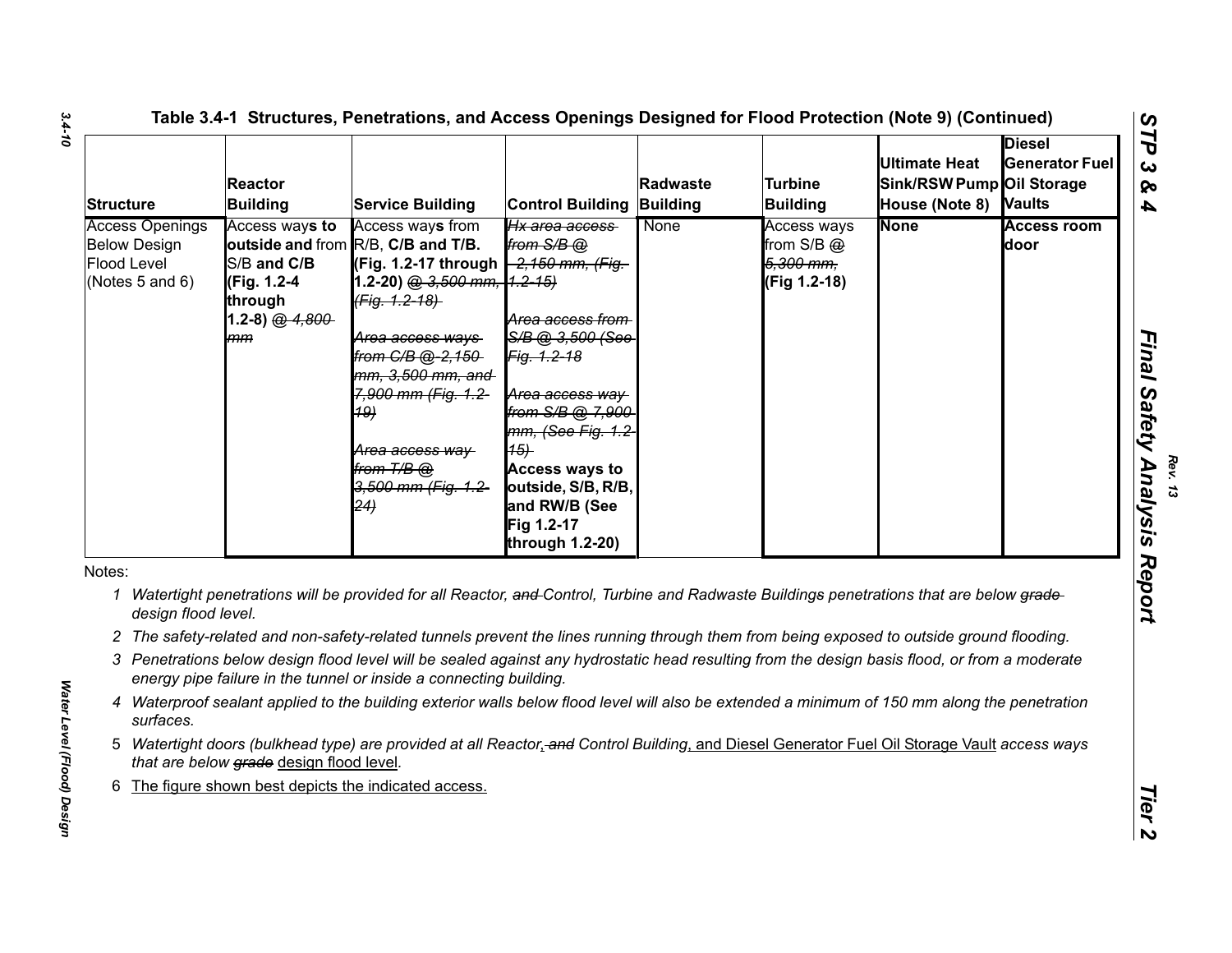## Table 3.4-1 Structures, Penetrations, and Access Openings Designed for Flood Protection (Note 9) (Continued)

| Structure | Reactor Building | Service Building | Control Building | Radwaste Building | Turbine Building | Ultimate Heat Sink/RSW Pump House (Note 8) | Diesel Generator Fuel Oil Storage Vaults |
|---|---|---|---|---|---|---|---|
| Access Openings Below Design Flood Level (Notes 5 and 6) | Access way**s to outside and** from S/B **and C/B (Fig. 1.2-4 through 1.2-8)** @ ~~4,800 mm~~ | Access way**s** from R/B, **C/B and T/B. (Fig. 1.2-17 through 1.2-20)** @ ~~3,500 mm, (Fig. 1.2-18)~~ ~~Area access ways from C/B @ 2,150 mm, 3,500 mm, and 7,900 mm (Fig. 1.2-19)~~ ~~Area access way from T/B @ 3,500 mm (Fig. 1.2-24)~~ | ~~Hx area access from S/B @ 2,150 mm, (Fig. 1.2-15)~~ ~~Area access from S/B @ 3,500 (See Fig. 1.2-18~~ ~~Area access way from S/B @ 7,900 mm, (See Fig. 1.2-15)~~ **Access ways to outside, S/B, R/B, and RW/B (See Fig 1.2-17 through 1.2-20)** | None | Access ways from S/B @ ~~5,300 mm,~~ **(Fig 1.2-18)** | **None** | **Access room door** |

Notes:

1 *Watertight penetrations will be provided for all Reactor, ~~and~~ Control, Turbine and Radwaste Buildings penetrations that are below ~~grade~~ design flood level.*

2 *The safety-related and non-safety-related tunnels prevent the lines running through them from being exposed to outside ground flooding.*

3 *Penetrations below design flood level will be sealed against any hydrostatic head resulting from the design basis flood, or from a moderate energy pipe failure in the tunnel or inside a connecting building.*

4 *Waterproof sealant applied to the building exterior walls below flood level will also be extended a minimum of 150 mm along the penetration surfaces.*

5 *Watertight doors (bulkhead type) are provided at all Reactor, ~~and~~ Control Building, and Diesel Generator Fuel Oil Storage Vault access ways that are below ~~grade~~ design flood level.*

6 The figure shown best depicts the indicated access.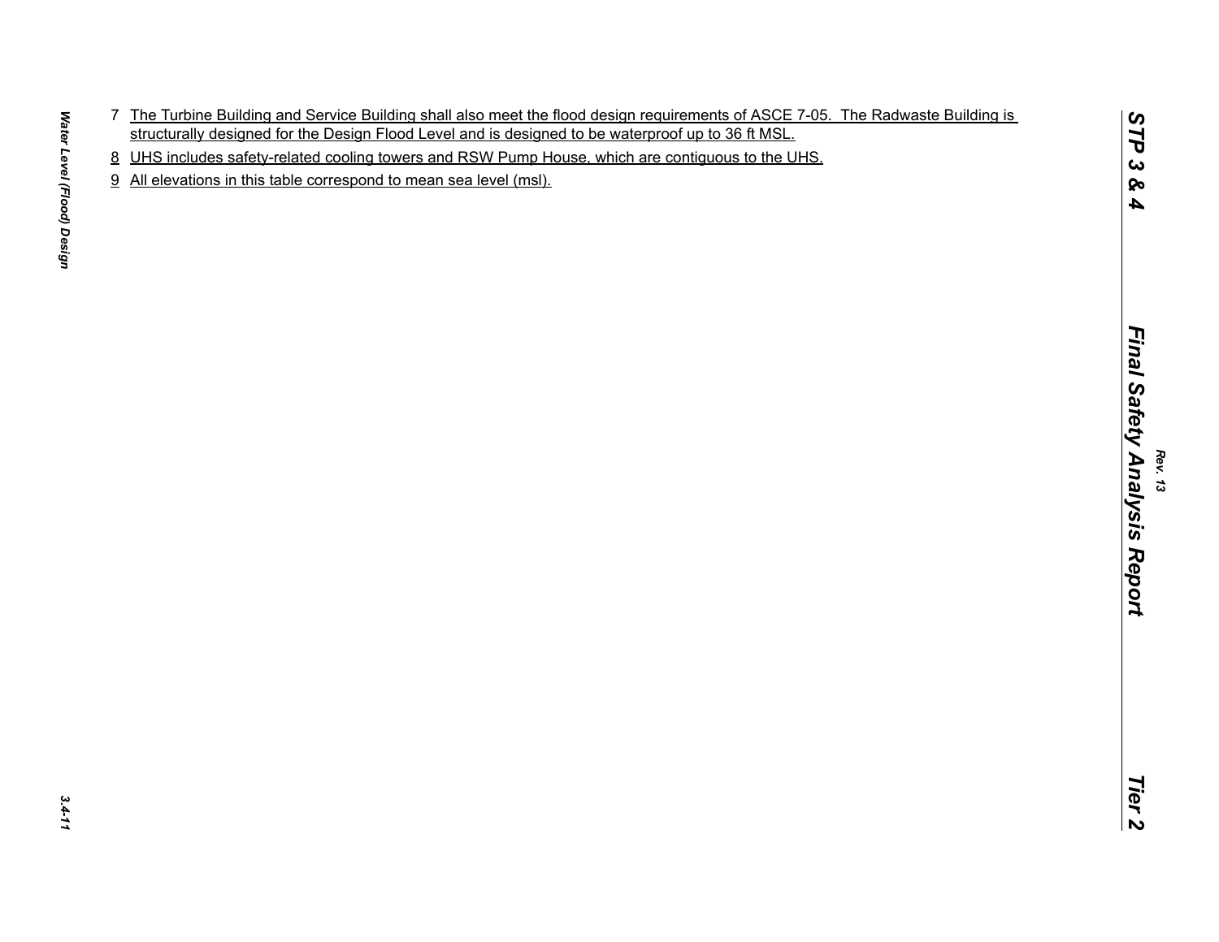7 The Turbine Building and Service Building shall also meet the flood design requirements of ASCE 7-05. The Radwaste Building is structurally designed for the Design Flood Level and is designed to be waterproof up to 36 ft MSL.

8 UHS includes safety-related cooling towers and RSW Pump House, which are contiguous to the UHS.

9 All elevations in this table correspond to mean sea level (msl).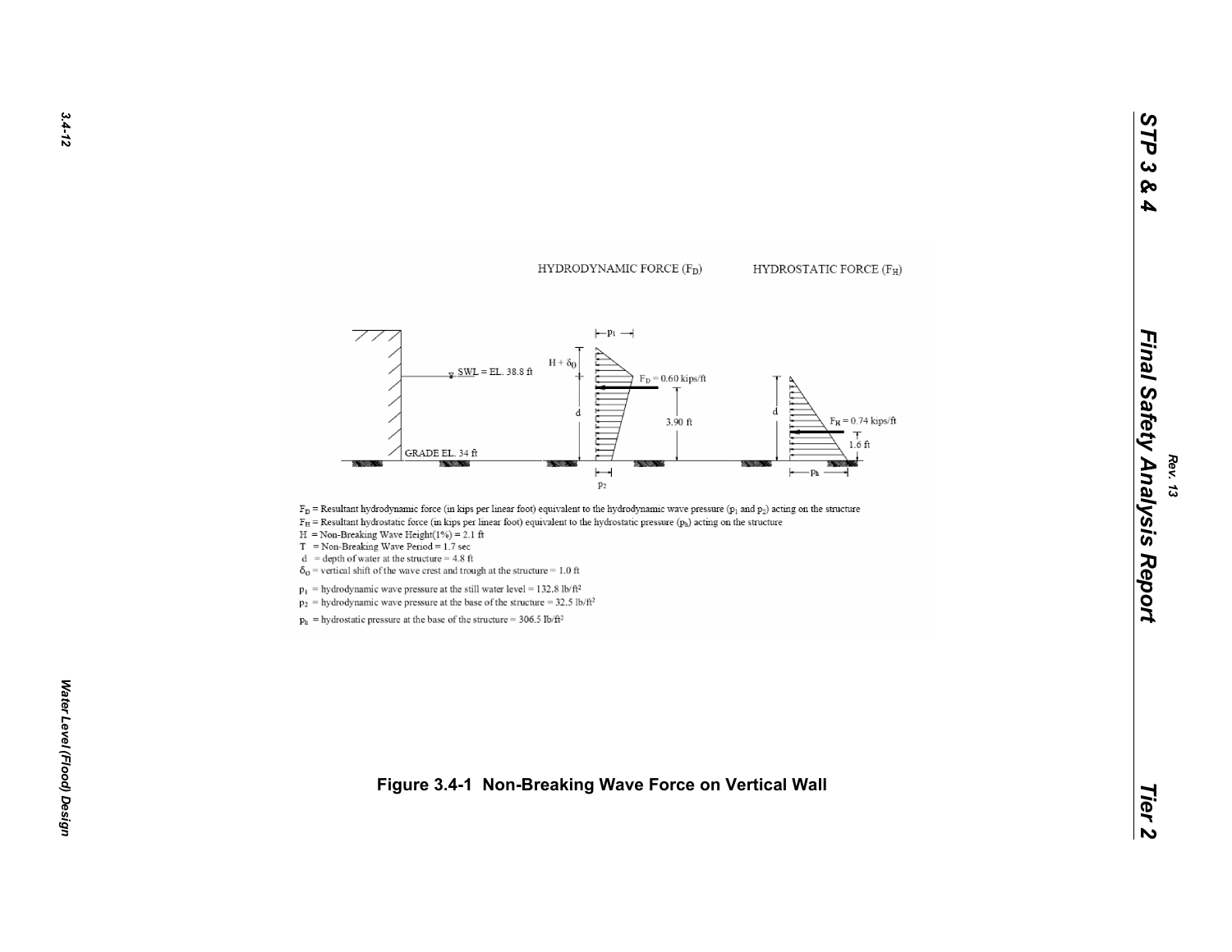HYDRODYNAMIC FORCE ($F_D$)

HYDROSTATIC FORCE ($F_H$)

SWL = EL. 38.8 ft

GRADE EL. 34 ft

$H + \delta_0$

$p_1$

$F_D = 0.60$ kips/ft

d

3.90 ft

$p_2$

d

$F_H = 0.74$ kips/ft

1.6 ft

$p_h$

$F_D$ = Resultant hydrodynamic force (in kips per linear foot) equivalent to the hydrodynamic wave pressure ($p_1$ and $p_2$) acting on the structure

$F_H$ = Resultant hydrostatic force (in kips per linear foot) equivalent to the hydrostatic pressure ($p_h$) acting on the structure

H = Non-Breaking Wave Height(1%) = 2.1 ft

T = Non-Breaking Wave Period = 1.7 sec

d = depth of water at the structure = 4.8 ft

$\delta_0$ = vertical shift of the wave crest and trough at the structure = 1.0 ft

$p_1$ = hydrodynamic wave pressure at the still water level = 132.8 lb/ft²

$p_2$ = hydrodynamic wave pressure at the base of the structure = 32.5 lb/ft²

$p_h$ = hydrostatic pressure at the base of the structure = 306.5 lb/ft²

**Figure 3.4-1 Non-Breaking Wave Force on Vertical Wall**